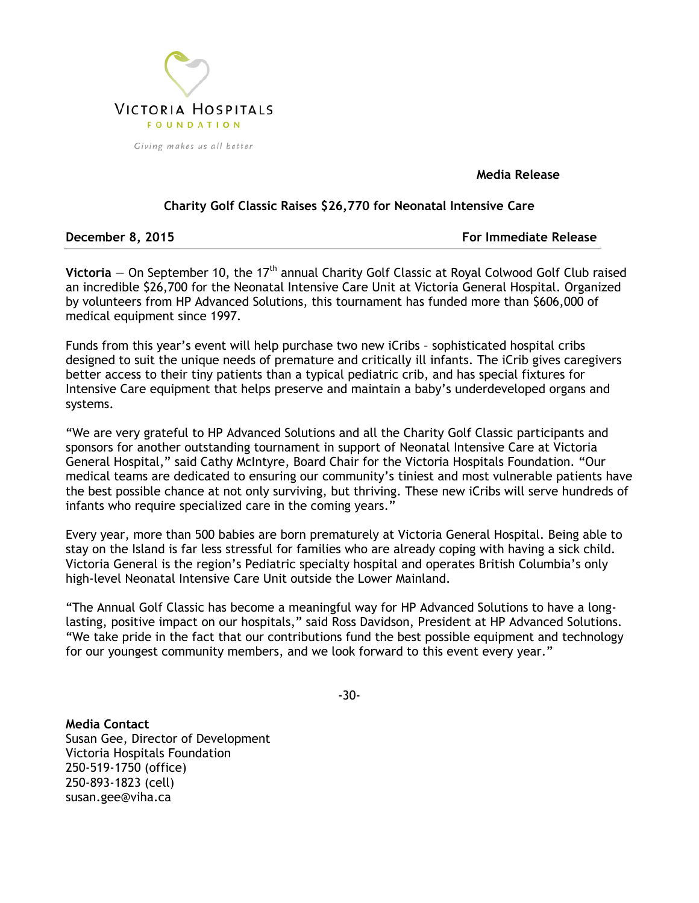VICTORIA HOSPITALS
FOUNDATION

*Giving makes us all better*

**Media Release**

## Charity Golf Classic Raises $26,770 for Neonatal Intensive Care

**December 8, 2015** **For Immediate Release**

---

**Victoria** — On September 10, the 17th annual Charity Golf Classic at Royal Colwood Golf Club raised an incredible $26,700 for the Neonatal Intensive Care Unit at Victoria General Hospital. Organized by volunteers from HP Advanced Solutions, this tournament has funded more than $606,000 of medical equipment since 1997.

Funds from this year's event will help purchase two new iCribs – sophisticated hospital cribs designed to suit the unique needs of premature and critically ill infants. The iCrib gives caregivers better access to their tiny patients than a typical pediatric crib, and has special fixtures for Intensive Care equipment that helps preserve and maintain a baby's underdeveloped organs and systems.

"We are very grateful to HP Advanced Solutions and all the Charity Golf Classic participants and sponsors for another outstanding tournament in support of Neonatal Intensive Care at Victoria General Hospital," said Cathy McIntyre, Board Chair for the Victoria Hospitals Foundation. "Our medical teams are dedicated to ensuring our community's tiniest and most vulnerable patients have the best possible chance at not only surviving, but thriving. These new iCribs will serve hundreds of infants who require specialized care in the coming years."

Every year, more than 500 babies are born prematurely at Victoria General Hospital. Being able to stay on the Island is far less stressful for families who are already coping with having a sick child. Victoria General is the region's Pediatric specialty hospital and operates British Columbia's only high-level Neonatal Intensive Care Unit outside the Lower Mainland.

"The Annual Golf Classic has become a meaningful way for HP Advanced Solutions to have a long-lasting, positive impact on our hospitals," said Ross Davidson, President at HP Advanced Solutions. "We take pride in the fact that our contributions fund the best possible equipment and technology for our youngest community members, and we look forward to this event every year."

-30-

**Media Contact**
Susan Gee, Director of Development
Victoria Hospitals Foundation
250-519-1750 (office)
250-893-1823 (cell)
susan.gee@viha.ca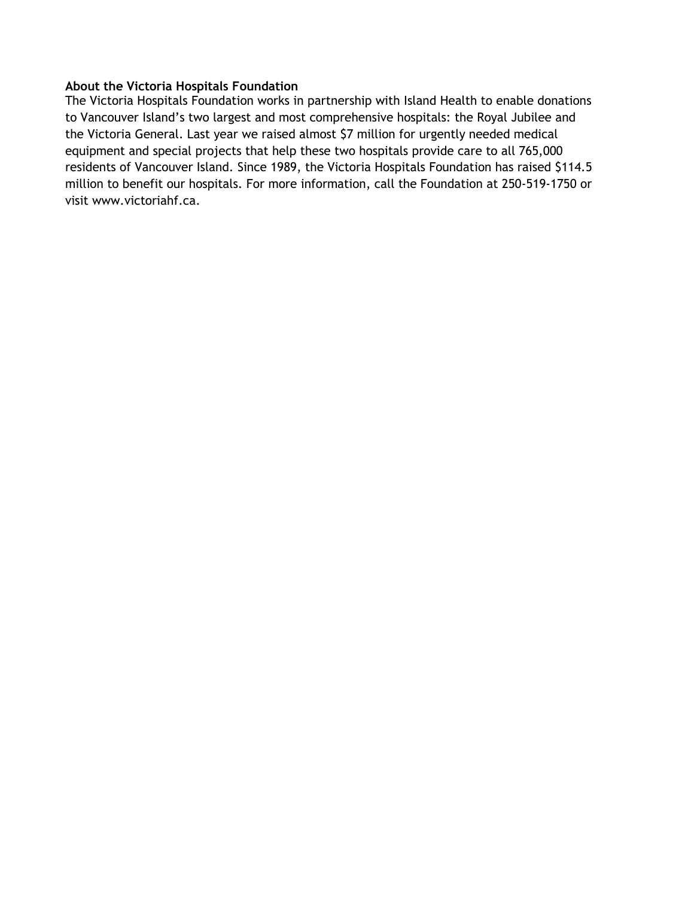**About the Victoria Hospitals Foundation**

The Victoria Hospitals Foundation works in partnership with Island Health to enable donations to Vancouver Island's two largest and most comprehensive hospitals: the Royal Jubilee and the Victoria General. Last year we raised almost $7 million for urgently needed medical equipment and special projects that help these two hospitals provide care to all 765,000 residents of Vancouver Island. Since 1989, the Victoria Hospitals Foundation has raised $114.5 million to benefit our hospitals. For more information, call the Foundation at 250-519-1750 or visit www.victoriahf.ca.